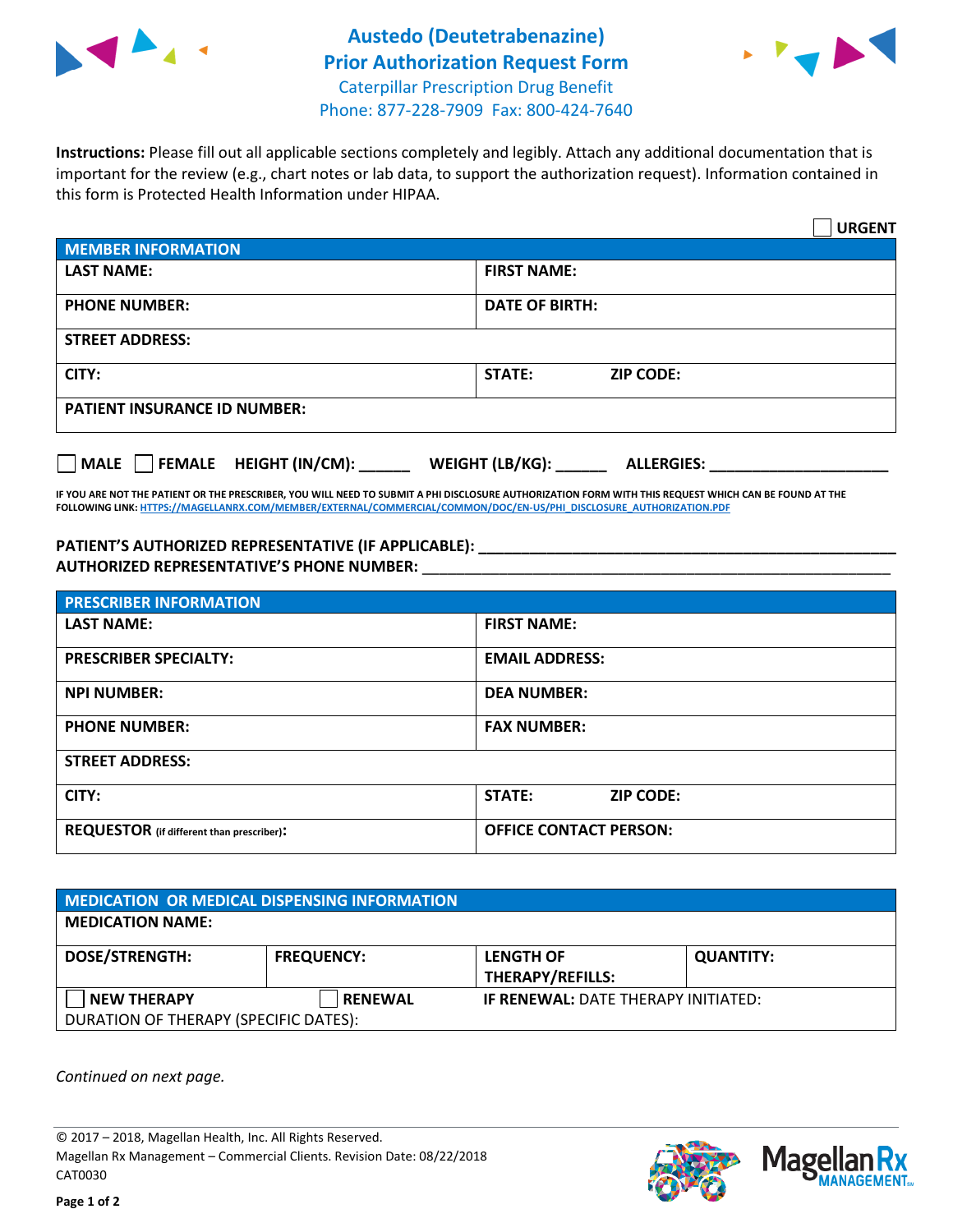# Austedo (Deutetrabenazine) Prior Authorization Request Form

Caterpillar Prescription Drug Benefit
Phone: 877-228-7909 Fax: 800-424-7640

**Instructions:** Please fill out all applicable sections completely and legibly. Attach any additional documentation that is important for the review (e.g., chart notes or lab data, to support the authorization request). Information contained in this form is Protected Health Information under HIPAA.

☐ **URGENT**

| **MEMBER INFORMATION** | |
|---|---|
| **LAST NAME:** | **FIRST NAME:** |
| **PHONE NUMBER:** | **DATE OF BIRTH:** |
| **STREET ADDRESS:** | |
| **CITY:** | **STATE:** **ZIP CODE:** |
| **PATIENT INSURANCE ID NUMBER:** | |

☐ **MALE** ☐ **FEMALE** **HEIGHT (IN/CM):** ______ **WEIGHT (LB/KG):** ______ **ALLERGIES:** ____________________

**IF YOU ARE NOT THE PATIENT OR THE PRESCRIBER, YOU WILL NEED TO SUBMIT A PHI DISCLOSURE AUTHORIZATION FORM WITH THIS REQUEST WHICH CAN BE FOUND AT THE FOLLOWING LINK: HTTPS://MAGELLANRX.COM/MEMBER/EXTERNAL/COMMERCIAL/COMMON/DOC/EN-US/PHI_DISCLOSURE_AUTHORIZATION.PDF**

**PATIENT'S AUTHORIZED REPRESENTATIVE (IF APPLICABLE):** ____________________
**AUTHORIZED REPRESENTATIVE'S PHONE NUMBER:** ____________________

| **PRESCRIBER INFORMATION** | |
|---|---|
| **LAST NAME:** | **FIRST NAME:** |
| **PRESCRIBER SPECIALTY:** | **EMAIL ADDRESS:** |
| **NPI NUMBER:** | **DEA NUMBER:** |
| **PHONE NUMBER:** | **FAX NUMBER:** |
| **STREET ADDRESS:** | |
| **CITY:** | **STATE:** **ZIP CODE:** |
| **REQUESTOR** (if different than prescriber)**:** | **OFFICE CONTACT PERSON:** |

| **MEDICATION OR MEDICAL DISPENSING INFORMATION** | | | |
|---|---|---|---|
| **MEDICATION NAME:** | | | |
| **DOSE/STRENGTH:** | **FREQUENCY:** | **LENGTH OF THERAPY/REFILLS:** | **QUANTITY:** |
| ☐ **NEW THERAPY** | ☐ **RENEWAL** | **IF RENEWAL:** DATE THERAPY INITIATED: | |
| DURATION OF THERAPY (SPECIFIC DATES): | | | |

*Continued on next page.*

© 2017 – 2018, Magellan Health, Inc. All Rights Reserved.
Magellan Rx Management – Commercial Clients. Revision Date: 08/22/2018
CAT0030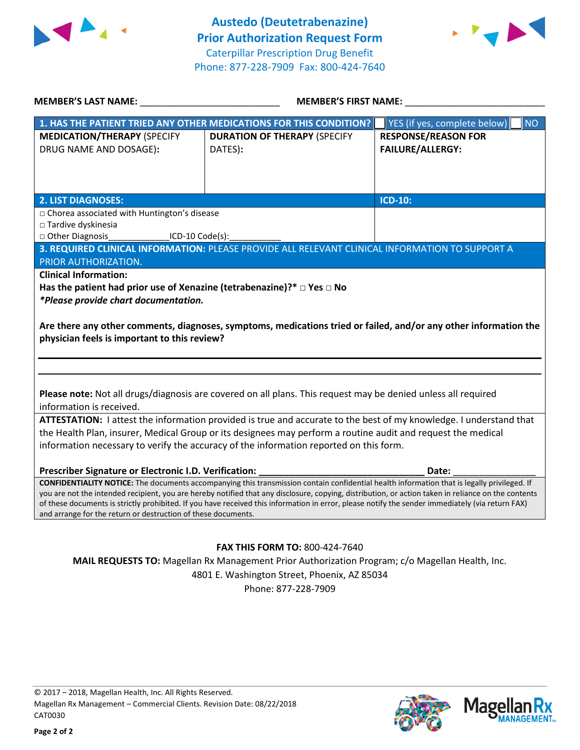# Austedo (Deutetrabenazine) Prior Authorization Request Form

Caterpillar Prescription Drug Benefit
Phone: 877-228-7909 Fax: 800-424-7640

**MEMBER'S LAST NAME:** ___________________________ **MEMBER'S FIRST NAME:** ___________________________

| 1. HAS THE PATIENT TRIED ANY OTHER MEDICATIONS FOR THIS CONDITION? | ☐ YES (if yes, complete below) | ☐ NO |
|---|---|---|
| **MEDICATION/THERAPY** (SPECIFY DRUG NAME AND DOSAGE): | **DURATION OF THERAPY** (SPECIFY DATES): | **RESPONSE/REASON FOR FAILURE/ALLERGY:** |
| | | |

| 2. LIST DIAGNOSES: | ICD-10: |
|---|---|
| □ Chorea associated with Huntington's disease<br>□ Tardive dyskinesia<br>□ Other Diagnosis____________ICD-10 Code(s):___________ | |

**3. REQUIRED CLINICAL INFORMATION:** PLEASE PROVIDE ALL RELEVANT CLINICAL INFORMATION TO SUPPORT A PRIOR AUTHORIZATION.

**Clinical Information:**

**Has the patient had prior use of Xenazine (tetrabenazine)?\* □ Yes □ No**

***Please provide chart documentation.**

**Are there any other comments, diagnoses, symptoms, medications tried or failed, and/or any other information the physician feels is important to this review?**

_______________________________________________________________________________

_______________________________________________________________________________

**Please note:** Not all drugs/diagnosis are covered on all plans. This request may be denied unless all required information is received.

**ATTESTATION:** I attest the information provided is true and accurate to the best of my knowledge. I understand that the Health Plan, insurer, Medical Group or its designees may perform a routine audit and request the medical information necessary to verify the accuracy of the information reported on this form.

**Prescriber Signature or Electronic I.D. Verification:** ________________________________ **Date:** ________________

**CONFIDENTIALITY NOTICE:** The documents accompanying this transmission contain confidential health information that is legally privileged. If you are not the intended recipient, you are hereby notified that any disclosure, copying, distribution, or action taken in reliance on the contents of these documents is strictly prohibited. If you have received this information in error, please notify the sender immediately (via return FAX) and arrange for the return or destruction of these documents.

**FAX THIS FORM TO:** 800-424-7640

**MAIL REQUESTS TO:** Magellan Rx Management Prior Authorization Program; c/o Magellan Health, Inc.
4801 E. Washington Street, Phoenix, AZ 85034
Phone: 877-228-7909

© 2017 – 2018, Magellan Health, Inc. All Rights Reserved.
Magellan Rx Management – Commercial Clients. Revision Date: 08/22/2018
CAT0030